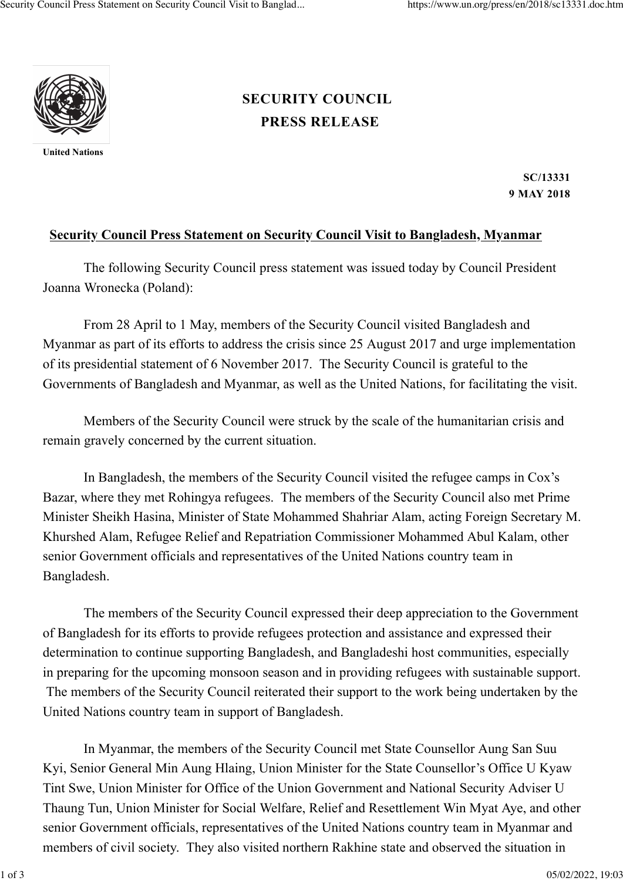United Nations

**SECURITY COUNCIL**
**PRESS RELEASE**

**SC/13331**
**9 MAY 2018**

## Security Council Press Statement on Security Council Visit to Bangladesh, Myanmar

The following Security Council press statement was issued today by Council President Joanna Wronecka (Poland):

From 28 April to 1 May, members of the Security Council visited Bangladesh and Myanmar as part of its efforts to address the crisis since 25 August 2017 and urge implementation of its presidential statement of 6 November 2017. The Security Council is grateful to the Governments of Bangladesh and Myanmar, as well as the United Nations, for facilitating the visit.

Members of the Security Council were struck by the scale of the humanitarian crisis and remain gravely concerned by the current situation.

In Bangladesh, the members of the Security Council visited the refugee camps in Cox's Bazar, where they met Rohingya refugees. The members of the Security Council also met Prime Minister Sheikh Hasina, Minister of State Mohammed Shahriar Alam, acting Foreign Secretary M. Khurshed Alam, Refugee Relief and Repatriation Commissioner Mohammed Abul Kalam, other senior Government officials and representatives of the United Nations country team in Bangladesh.

The members of the Security Council expressed their deep appreciation to the Government of Bangladesh for its efforts to provide refugees protection and assistance and expressed their determination to continue supporting Bangladesh, and Bangladeshi host communities, especially in preparing for the upcoming monsoon season and in providing refugees with sustainable support. The members of the Security Council reiterated their support to the work being undertaken by the United Nations country team in support of Bangladesh.

In Myanmar, the members of the Security Council met State Counsellor Aung San Suu Kyi, Senior General Min Aung Hlaing, Union Minister for the State Counsellor's Office U Kyaw Tint Swe, Union Minister for Office of the Union Government and National Security Adviser U Thaung Tun, Union Minister for Social Welfare, Relief and Resettlement Win Myat Aye, and other senior Government officials, representatives of the United Nations country team in Myanmar and members of civil society. They also visited northern Rakhine state and observed the situation in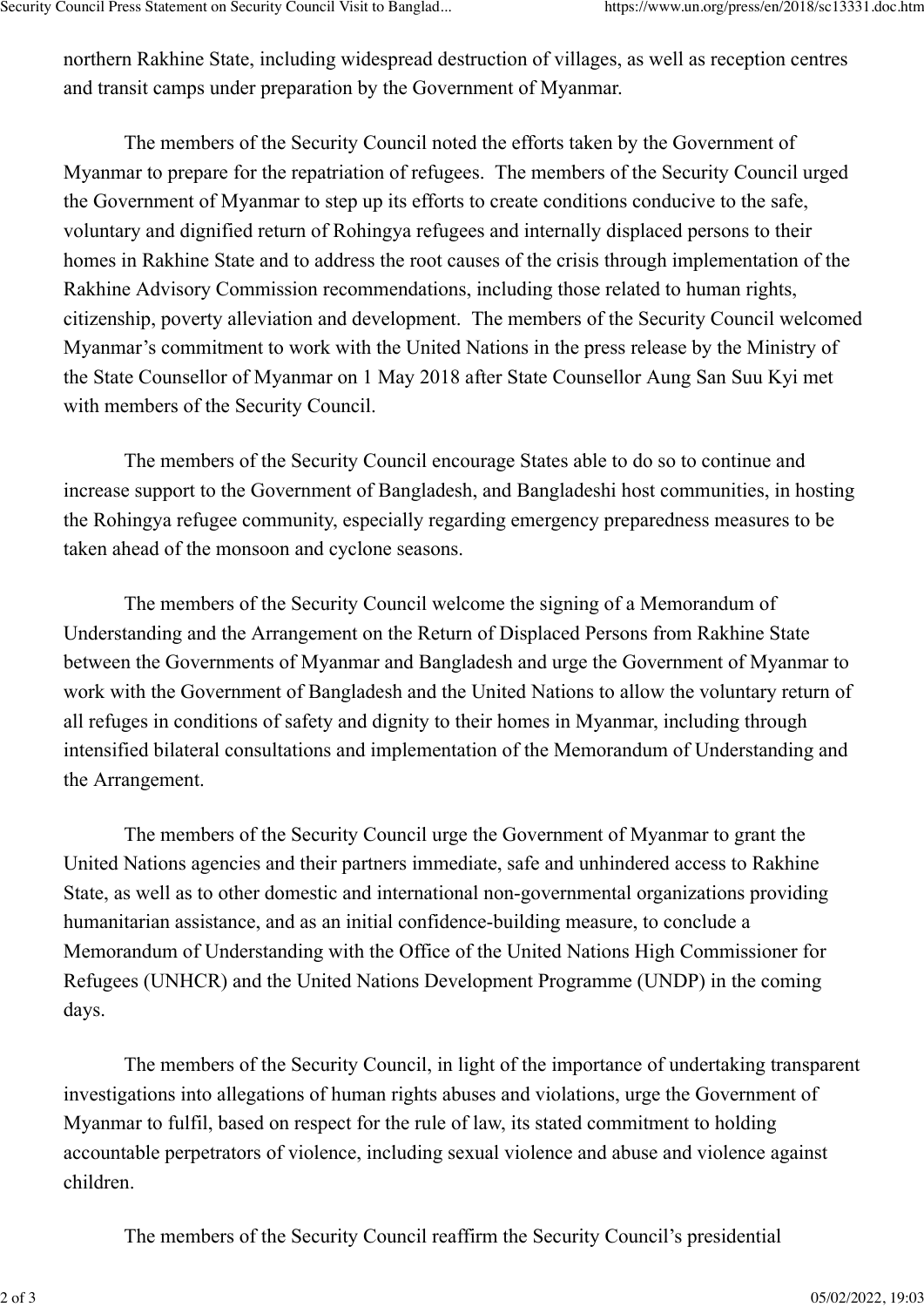northern Rakhine State, including widespread destruction of villages, as well as reception centres and transit camps under preparation by the Government of Myanmar.

The members of the Security Council noted the efforts taken by the Government of Myanmar to prepare for the repatriation of refugees. The members of the Security Council urged the Government of Myanmar to step up its efforts to create conditions conducive to the safe, voluntary and dignified return of Rohingya refugees and internally displaced persons to their homes in Rakhine State and to address the root causes of the crisis through implementation of the Rakhine Advisory Commission recommendations, including those related to human rights, citizenship, poverty alleviation and development. The members of the Security Council welcomed Myanmar's commitment to work with the United Nations in the press release by the Ministry of the State Counsellor of Myanmar on 1 May 2018 after State Counsellor Aung San Suu Kyi met with members of the Security Council.

The members of the Security Council encourage States able to do so to continue and increase support to the Government of Bangladesh, and Bangladeshi host communities, in hosting the Rohingya refugee community, especially regarding emergency preparedness measures to be taken ahead of the monsoon and cyclone seasons.

The members of the Security Council welcome the signing of a Memorandum of Understanding and the Arrangement on the Return of Displaced Persons from Rakhine State between the Governments of Myanmar and Bangladesh and urge the Government of Myanmar to work with the Government of Bangladesh and the United Nations to allow the voluntary return of all refuges in conditions of safety and dignity to their homes in Myanmar, including through intensified bilateral consultations and implementation of the Memorandum of Understanding and the Arrangement.

The members of the Security Council urge the Government of Myanmar to grant the United Nations agencies and their partners immediate, safe and unhindered access to Rakhine State, as well as to other domestic and international non-governmental organizations providing humanitarian assistance, and as an initial confidence-building measure, to conclude a Memorandum of Understanding with the Office of the United Nations High Commissioner for Refugees (UNHCR) and the United Nations Development Programme (UNDP) in the coming days.

The members of the Security Council, in light of the importance of undertaking transparent investigations into allegations of human rights abuses and violations, urge the Government of Myanmar to fulfil, based on respect for the rule of law, its stated commitment to holding accountable perpetrators of violence, including sexual violence and abuse and violence against children.

The members of the Security Council reaffirm the Security Council's presidential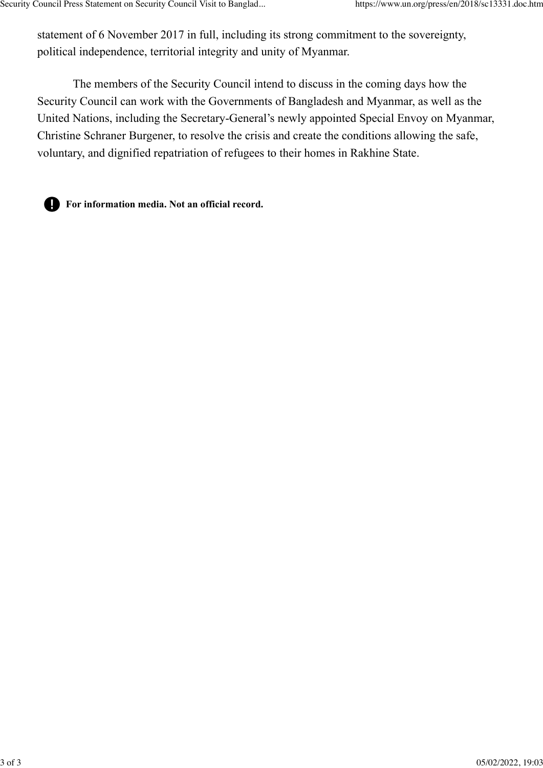statement of 6 November 2017 in full, including its strong commitment to the sovereignty, political independence, territorial integrity and unity of Myanmar.

The members of the Security Council intend to discuss in the coming days how the Security Council can work with the Governments of Bangladesh and Myanmar, as well as the United Nations, including the Secretary-General's newly appointed Special Envoy on Myanmar, Christine Schraner Burgener, to resolve the crisis and create the conditions allowing the safe, voluntary, and dignified repatriation of refugees to their homes in Rakhine State.

**For information media. Not an official record.**